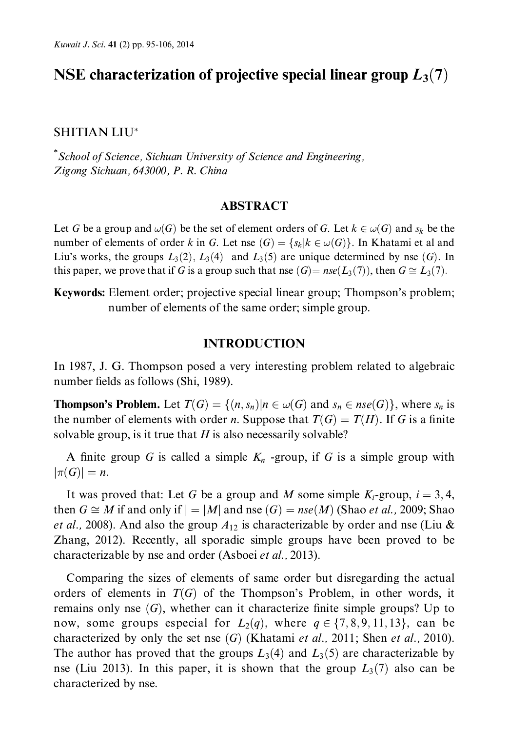# NSE characterization of projective special linear group $L_3(7)$

SHITIAN LIU*

*School of Science, Sichuan University of Science and Engineering, Zigong Sichuan, 643000, P. R. China*

## ABSTRACT

Let $G$ be a group and $\omega(G)$ be the set of element orders of $G$. Let $k \in \omega(G)$ and $s_k$ be the number of elements of order $k$ in $G$. Let nse $(G) = \{s_k | k \in \omega(G)\}$. In Khatami et al and Liu's works, the groups $L_3(2)$, $L_3(4)$ and $L_3(5)$ are unique determined by nse $(G)$. In this paper, we prove that if $G$ is a group such that nse $(G) = nse(L_3(7))$, then $G \cong L_3(7)$.

**Keywords:** Element order; projective special linear group; Thompson's problem; number of elements of the same order; simple group.

## INTRODUCTION

In 1987, J. G. Thompson posed a very interesting problem related to algebraic number fields as follows (Shi, 1989).

**Thompson's Problem.** Let $T(G) = \{(n, s_n) | n \in \omega(G) \text{ and } s_n \in nse(G)\}$, where $s_n$ is the number of elements with order $n$. Suppose that $T(G) = T(H)$. If $G$ is a finite solvable group, is it true that $H$ is also necessarily solvable?

A finite group $G$ is called a simple $K_n$ -group, if $G$ is a simple group with $|\pi(G)| = n$.

It was proved that: Let $G$ be a group and $M$ some simple $K_i$-group, $i = 3, 4$, then $G \cong M$ if and only if $| = |M|$ and nse $(G) = nse(M)$ (Shao *et al.*, 2009; Shao *et al.*, 2008). And also the group $A_{12}$ is characterizable by order and nse (Liu & Zhang, 2012). Recently, all sporadic simple groups have been proved to be characterizable by nse and order (Asboei *et al.*, 2013).

Comparing the sizes of elements of same order but disregarding the actual orders of elements in $T(G)$ of the Thompson's Problem, in other words, it remains only nse $(G)$, whether can it characterize finite simple groups? Up to now, some groups especial for $L_2(q)$, where $q \in \{7, 8, 9, 11, 13\}$, can be characterized by only the set nse $(G)$ (Khatami *et al.*, 2011; Shen *et al.*, 2010). The author has proved that the groups $L_3(4)$ and $L_3(5)$ are characterizable by nse (Liu 2013). In this paper, it is shown that the group $L_3(7)$ also can be characterized by nse.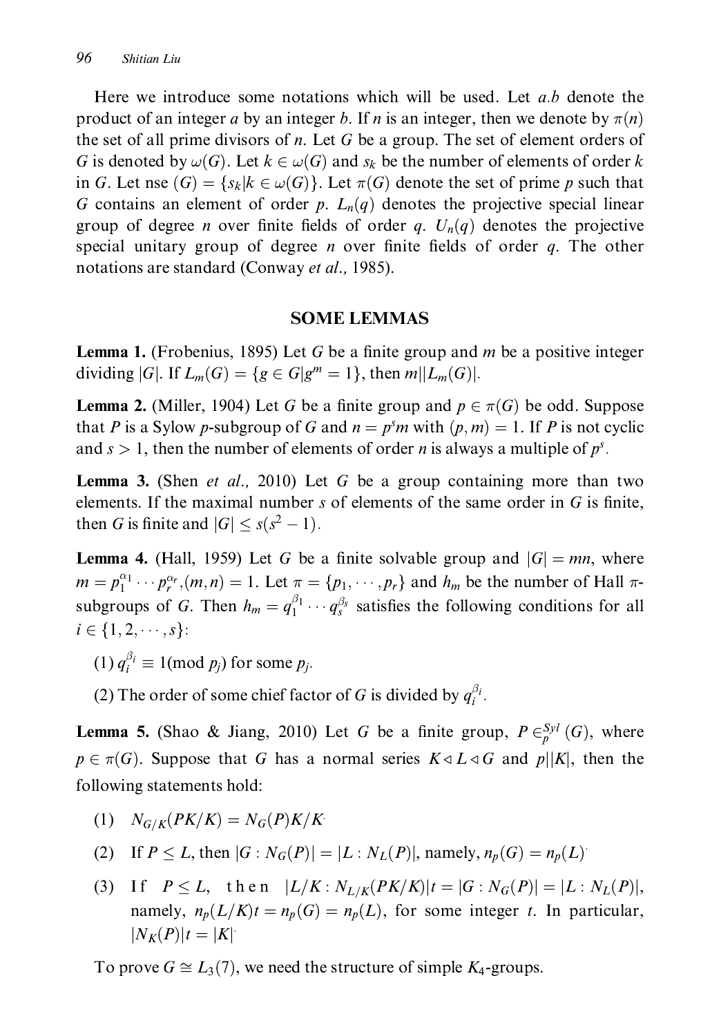Here we introduce some notations which will be used. Let $a.b$ denote the product of an integer $a$ by an integer $b$. If $n$ is an integer, then we denote by $\pi(n)$ the set of all prime divisors of $n$. Let $G$ be a group. The set of element orders of $G$ is denoted by $\omega(G)$. Let $k \in \omega(G)$ and $s_k$ be the number of elements of order $k$ in $G$. Let nse $(G) = \{s_k | k \in \omega(G)\}$. Let $\pi(G)$ denote the set of prime $p$ such that $G$ contains an element of order $p$. $L_n(q)$ denotes the projective special linear group of degree $n$ over finite fields of order $q$. $U_n(q)$ denotes the projective special unitary group of degree $n$ over finite fields of order $q$. The other notations are standard (Conway *et al.*, 1985).

## SOME LEMMAS

**Lemma 1.** (Frobenius, 1895) Let $G$ be a finite group and $m$ be a positive integer dividing $|G|$. If $L_m(G) = \{g \in G | g^m = 1\}$, then $m || L_m(G)|$.

**Lemma 2.** (Miller, 1904) Let $G$ be a finite group and $p \in \pi(G)$ be odd. Suppose that $P$ is a Sylow $p$-subgroup of $G$ and $n = p^s m$ with $(p, m) = 1$. If $P$ is not cyclic and $s > 1$, then the number of elements of order $n$ is always a multiple of $p^s$.

**Lemma 3.** (Shen *et al.*, 2010) Let $G$ be a group containing more than two elements. If the maximal number $s$ of elements of the same order in $G$ is finite, then $G$ is finite and $|G| \le s(s^2 - 1)$.

**Lemma 4.** (Hall, 1959) Let $G$ be a finite solvable group and $|G| = mn$, where $m = p_1^{\alpha_1} \cdots p_r^{\alpha_r}, (m, n) = 1$. Let $\pi = \{p_1, \cdots, p_r\}$ and $h_m$ be the number of Hall $\pi$-subgroups of $G$. Then $h_m = q_1^{\beta_1} \cdots q_s^{\beta_s}$ satisfies the following conditions for all $i \in \{1, 2, \cdots, s\}$:

(1) $q_i^{\beta_i} \equiv 1 (\bmod\ p_j)$ for some $p_j$.

(2) The order of some chief factor of $G$ is divided by $q_i^{\beta_i}$.

**Lemma 5.** (Shao & Jiang, 2010) Let $G$ be a finite group, $P \in_p^{Syl} (G)$, where $p \in \pi(G)$. Suppose that $G$ has a normal series $K \lhd L \lhd G$ and $p || K|$, then the following statements hold:

(1) $N_{G/K}(PK/K) = N_G(P)K/K$.

(2) If $P \le L$, then $|G : N_G(P)| = |L : N_L(P)|$, namely, $n_p(G) = n_p(L)$.

(3) If $P \le L$, then $|L/K : N_{L/K}(PK/K)|t = |G : N_G(P)| = |L : N_L(P)|$, namely, $n_p(L/K)t = n_p(G) = n_p(L)$, for some integer $t$. In particular, $|N_K(P)|t = |K|$.

To prove $G \cong L_3(7)$, we need the structure of simple $K_4$-groups.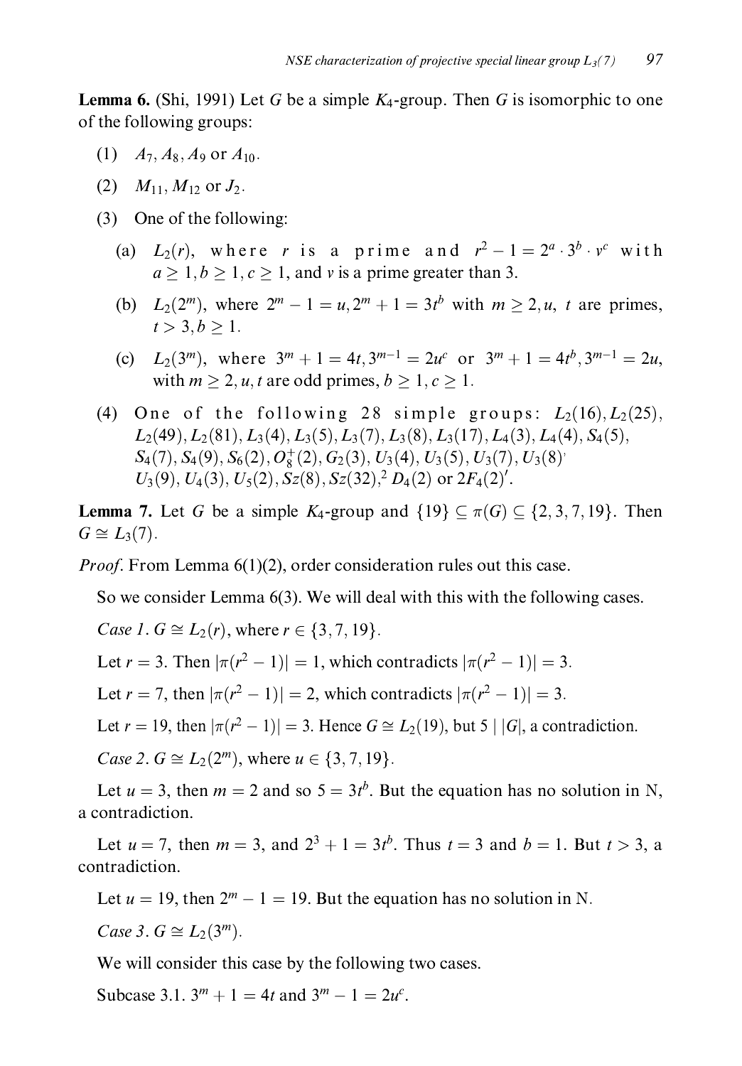**Lemma 6.** (Shi, 1991) Let $G$ be a simple $K_4$-group. Then $G$ is isomorphic to one of the following groups:

(1) $A_7, A_8, A_9$ or $A_{10}$.

(2) $M_{11}, M_{12}$ or $J_2$.

(3) One of the following:

(a) $L_2(r)$, where $r$ is a prime and $r^2 - 1 = 2^a \cdot 3^b \cdot v^c$ with $a \geq 1, b \geq 1, c \geq 1$, and $v$ is a prime greater than 3.

(b) $L_2(2^m)$, where $2^m - 1 = u, 2^m + 1 = 3t^b$ with $m \geq 2, u, t$ are primes, $t > 3, b \geq 1$.

(c) $L_2(3^m)$, where $3^m + 1 = 4t, 3^{m-1} = 2u^c$ or $3^m + 1 = 4t^b, 3^{m-1} = 2u$, with $m \geq 2, u, t$ are odd primes, $b \geq 1, c \geq 1$.

(4) One of the following 28 simple groups: $L_2(16), L_2(25), L_2(49), L_2(81), L_3(4), L_3(5), L_3(7), L_3(8), L_3(17), L_4(3), L_4(4), S_4(5), S_4(7), S_4(9), S_6(2), O_8^+(2), G_2(3), U_3(4), U_3(5), U_3(7), U_3(8), U_3(9), U_4(3), U_5(2), Sz(8), Sz(32), {}^2D_4(2)$ or $2F_4(2)'$.

**Lemma 7.** Let $G$ be a simple $K_4$-group and $\{19\} \subseteq \pi(G) \subseteq \{2, 3, 7, 19\}$. Then $G \cong L_3(7)$.

*Proof*. From Lemma 6(1)(2), order consideration rules out this case.

So we consider Lemma 6(3). We will deal with this with the following cases.

*Case 1*. $G \cong L_2(r)$, where $r \in \{3, 7, 19\}$.

Let $r = 3$. Then $|\pi(r^2 - 1)| = 1$, which contradicts $|\pi(r^2 - 1)| = 3$.

Let $r = 7$, then $|\pi(r^2 - 1)| = 2$, which contradicts $|\pi(r^2 - 1)| = 3$.

Let $r = 19$, then $|\pi(r^2 - 1)| = 3$. Hence $G \cong L_2(19)$, but $5 \mid |G|$, a contradiction.

*Case 2*. $G \cong L_2(2^m)$, where $u \in \{3, 7, 19\}$.

Let $u = 3$, then $m = 2$ and so $5 = 3t^b$. But the equation has no solution in N, a contradiction.

Let $u = 7$, then $m = 3$, and $2^3 + 1 = 3t^b$. Thus $t = 3$ and $b = 1$. But $t > 3$, a contradiction.

Let $u = 19$, then $2^m - 1 = 19$. But the equation has no solution in N.

*Case 3*. $G \cong L_2(3^m)$.

We will consider this case by the following two cases.

Subcase 3.1. $3^m + 1 = 4t$ and $3^m - 1 = 2u^c$.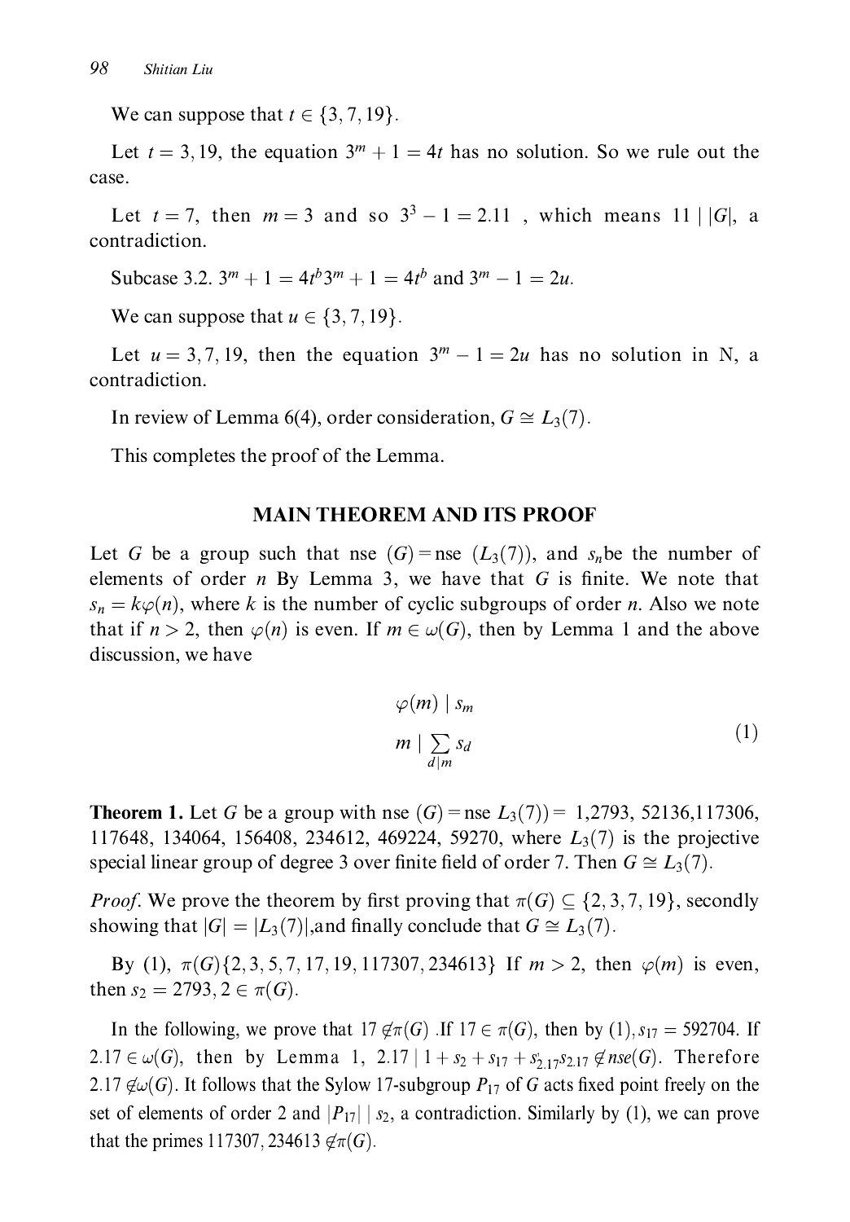We can suppose that $t \in \{3, 7, 19\}$.

Let $t = 3, 19$, the equation $3^m + 1 = 4t$ has no solution. So we rule out the case.

Let $t = 7$, then $m = 3$ and so $3^3 - 1 = 2.11$ , which means $11 \mid |G|$, a contradiction.

Subcase 3.2. $3^m + 1 = 4t^b 3^m + 1 = 4t^b$ and $3^m - 1 = 2u$.

We can suppose that $u \in \{3, 7, 19\}$.

Let $u = 3, 7, 19$, then the equation $3^m - 1 = 2u$ has no solution in N, a contradiction.

In review of Lemma 6(4), order consideration, $G \cong L_3(7)$.

This completes the proof of the Lemma.

## MAIN THEOREM AND ITS PROOF

Let $G$ be a group such that nse $(G) =$ nse $(L_3(7))$, and $s_n$be the number of elements of order $n$ By Lemma 3, we have that $G$ is finite. We note that $s_n = k\varphi(n)$, where $k$ is the number of cyclic subgroups of order $n$. Also we note that if $n > 2$, then $\varphi(n)$ is even. If $m \in \omega(G)$, then by Lemma 1 and the above discussion, we have

$$
\begin{aligned}
&\varphi(m) \mid s_m \\
&m \mid \sum_{d|m} s_d
\end{aligned}
\tag{1}
$$

**Theorem 1.** Let $G$ be a group with nse $(G) =$ nse $L_3(7)) =$ 1,2793, 52136,117306, 117648, 134064, 156408, 234612, 469224, 59270, where $L_3(7)$ is the projective special linear group of degree 3 over finite field of order 7. Then $G \cong L_3(7)$.

*Proof*. We prove the theorem by first proving that $\pi(G) \subseteq \{2, 3, 7, 19\}$, secondly showing that $|G| = |L_3(7)|$,and finally conclude that $G \cong L_3(7)$.

By (1), $\pi(G)\{2, 3, 5, 7, 17, 19, 117307, 234613\}$ If $m > 2$, then $\varphi(m)$ is even, then $s_2 = 2793, 2 \in \pi(G)$.

In the following, we prove that $17 \notin \pi(G)$ .If $17 \in \pi(G)$, then by (1), $s_{17} = 592704$. If $2.17 \in \omega(G)$, then by Lemma 1, $2.17 \mid 1 + s_2 + s_{17} + s_{2.17} s_{2.17} \notin nse(G)$. Therefore $2.17 \notin \omega(G)$. It follows that the Sylow 17-subgroup $P_{17}$ of $G$ acts fixed point freely on the set of elements of order 2 and $|P_{17}| \mid s_2$, a contradiction. Similarly by (1), we can prove that the primes $117307, 234613 \notin \pi(G)$.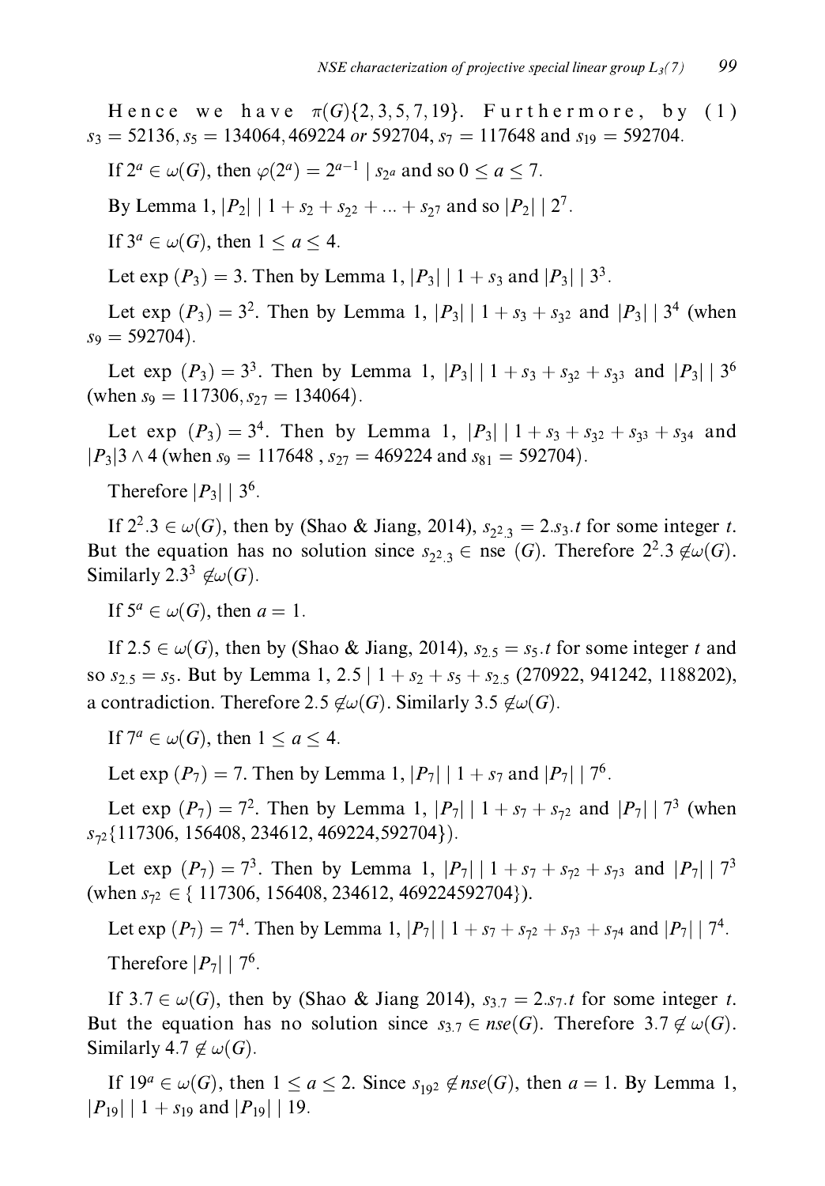Hence we have $\pi(G)\{2, 3, 5, 7, 19\}$. Furthermore, by (1) $s_3 = 52136, s_5 = 134064, 469224$ *or* $592704$, $s_7 = 117648$ and $s_{19} = 592704$.

If $2^a \in \omega(G)$, then $\varphi(2^a) = 2^{a-1} \mid s_{2^a}$ and so $0 \leq a \leq 7$.

By Lemma 1, $|P_2| \mid 1 + s_2 + s_{2^2} + ... + s_{2^7}$ and so $|P_2| \mid 2^7$.

If $3^a \in \omega(G)$, then $1 \leq a \leq 4$.

Let $\exp(P_3) = 3$. Then by Lemma 1, $|P_3| \mid 1 + s_3$ and $|P_3| \mid 3^3$.

Let $\exp(P_3) = 3^2$. Then by Lemma 1, $|P_3| \mid 1 + s_3 + s_{3^2}$ and $|P_3| \mid 3^4$ (when $s_9 = 592704$).

Let $\exp(P_3) = 3^3$. Then by Lemma 1, $|P_3| \mid 1 + s_3 + s_{3^2} + s_{3^3}$ and $|P_3| \mid 3^6$ (when $s_9 = 117306, s_{27} = 134064$).

Let $\exp(P_3) = 3^4$. Then by Lemma 1, $|P_3| \mid 1 + s_3 + s_{3^2} + s_{3^3} + s_{3^4}$ and $|P_3|3 \wedge 4$ (when $s_9 = 117648$ , $s_{27} = 469224$ and $s_{81} = 592704$).

Therefore $|P_3| \mid 3^6$.

If $2^2.3 \in \omega(G)$, then by (Shao & Jiang, 2014), $s_{2^2.3} = 2.s_3.t$ for some integer $t$. But the equation has no solution since $s_{2^2.3} \in$ nse $(G)$. Therefore $2^2.3 \notin \omega(G)$. Similarly $2.3^3 \notin \omega(G)$.

If $5^a \in \omega(G)$, then $a = 1$.

If $2.5 \in \omega(G)$, then by (Shao & Jiang, 2014), $s_{2.5} = s_5.t$ for some integer $t$ and so $s_{2.5} = s_5$. But by Lemma 1, $2.5 \mid 1 + s_2 + s_5 + s_{2.5}$ (270922, 941242, 1188202), a contradiction. Therefore $2.5 \notin \omega(G)$. Similarly $3.5 \notin \omega(G)$.

If $7^a \in \omega(G)$, then $1 \leq a \leq 4$.

Let $\exp(P_7) = 7$. Then by Lemma 1, $|P_7| \mid 1 + s_7$ and $|P_7| \mid 7^6$.

Let $\exp(P_7) = 7^2$. Then by Lemma 1, $|P_7| \mid 1 + s_7 + s_{7^2}$ and $|P_7| \mid 7^3$ (when $s_{7^2}\{117306, 156408, 234612, 469224, 592704\}$).

Let $\exp(P_7) = 7^3$. Then by Lemma 1, $|P_7| \mid 1 + s_7 + s_{7^2} + s_{7^3}$ and $|P_7| \mid 7^3$ (when $s_{7^2} \in \{ 117306, 156408, 234612, 469224592704\}$).

Let $\exp(P_7) = 7^4$. Then by Lemma 1, $|P_7| \mid 1 + s_7 + s_{7^2} + s_{7^3} + s_{7^4}$ and $|P_7| \mid 7^4$.

Therefore $|P_7| \mid 7^6$.

If $3.7 \in \omega(G)$, then by (Shao & Jiang 2014), $s_{3.7} = 2.s_7.t$ for some integer $t$. But the equation has no solution since $s_{3.7} \in nse(G)$. Therefore $3.7 \notin \omega(G)$. Similarly $4.7 \notin \omega(G)$.

If $19^a \in \omega(G)$, then $1 \leq a \leq 2$. Since $s_{19^2} \notin nse(G)$, then $a = 1$. By Lemma 1, $|P_{19}| \mid 1 + s_{19}$ and $|P_{19}| \mid 19$.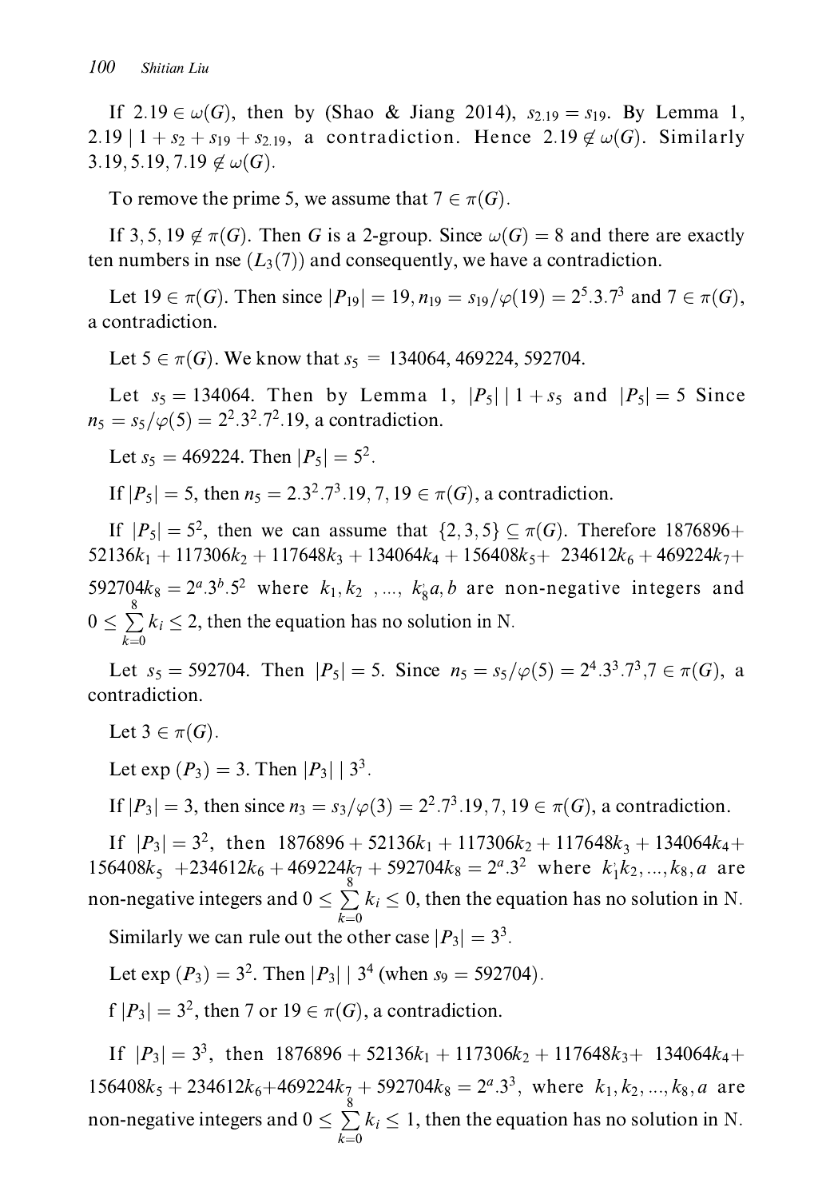If $2.19 \in \omega(G)$, then by (Shao & Jiang 2014), $s_{2.19} = s_{19}$. By Lemma 1, $2.19 \mid 1 + s_2 + s_{19} + s_{2.19}$, a contradiction. Hence $2.19 \notin \omega(G)$. Similarly $3.19, 5.19, 7.19 \notin \omega(G)$.

To remove the prime 5, we assume that $7 \in \pi(G)$.

If $3, 5, 19 \notin \pi(G)$. Then $G$ is a 2-group. Since $\omega(G) = 8$ and there are exactly ten numbers in nse $(L_3(7))$ and consequently, we have a contradiction.

Let $19 \in \pi(G)$. Then since $|P_{19}| = 19, n_{19} = s_{19}/\varphi(19) = 2^5.3.7^3$ and $7 \in \pi(G)$, a contradiction.

Let $5 \in \pi(G)$. We know that $s_5 = 134064, 469224, 592704$.

Let $s_5 = 134064$. Then by Lemma 1, $|P_5| \mid 1 + s_5$ and $|P_5| = 5$ Since $n_5 = s_5/\varphi(5) = 2^2.3^2.7^2.19$, a contradiction.

Let $s_5 = 469224$. Then $|P_5| = 5^2$.

If $|P_5| = 5$, then $n_5 = 2.3^2.7^3.19, 7, 19 \in \pi(G)$, a contradiction.

If $|P_5| = 5^2$, then we can assume that $\{2, 3, 5\} \subseteq \pi(G)$. Therefore $1876896 + 52136k_1 + 117306k_2 + 117648k_3 + 134064k_4 + 156408k_5 + 234612k_6 + 469224k_7 + 592704k_8 = 2^a.3^b.5^2$ where $k_1, k_2, ..., k_8 a, b$ are non-negative integers and $0 \leq \sum_{k=0}^{8} k_i \leq 2$, then the equation has no solution in N.

Let $s_5 = 592704$. Then $|P_5| = 5$. Since $n_5 = s_5/\varphi(5) = 2^4.3^3.7^3, 7 \in \pi(G)$, a contradiction.

Let $3 \in \pi(G)$.

Let $\exp(P_3) = 3$. Then $|P_3| \mid 3^3$.

If $|P_3| = 3$, then since $n_3 = s_3/\varphi(3) = 2^2.7^3.19, 7, 19 \in \pi(G)$, a contradiction.

If $|P_3| = 3^2$, then $1876896 + 52136k_1 + 117306k_2 + 117648k_3 + 134064k_4 + 156408k_5 + 234612k_6 + 469224k_7 + 592704k_8 = 2^a.3^2$ where $k_1 k_2, ..., k_8, a$ are non-negative integers and $0 \leq \sum_{k=0}^{8} k_i \leq 0$, then the equation has no solution in N.

Similarly we can rule out the other case $|P_3| = 3^3$.

Let $\exp(P_3) = 3^2$. Then $|P_3| \mid 3^4$ (when $s_9 = 592704$).

f $|P_3| = 3^2$, then 7 or $19 \in \pi(G)$, a contradiction.

If $|P_3| = 3^3$, then $1876896 + 52136k_1 + 117306k_2 + 117648k_3 + 134064k_4 + 156408k_5 + 234612k_6 + 469224k_7 + 592704k_8 = 2^a.3^3$, where $k_1, k_2, ..., k_8, a$ are non-negative integers and $0 \leq \sum_{k=0}^{8} k_i \leq 1$, then the equation has no solution in N.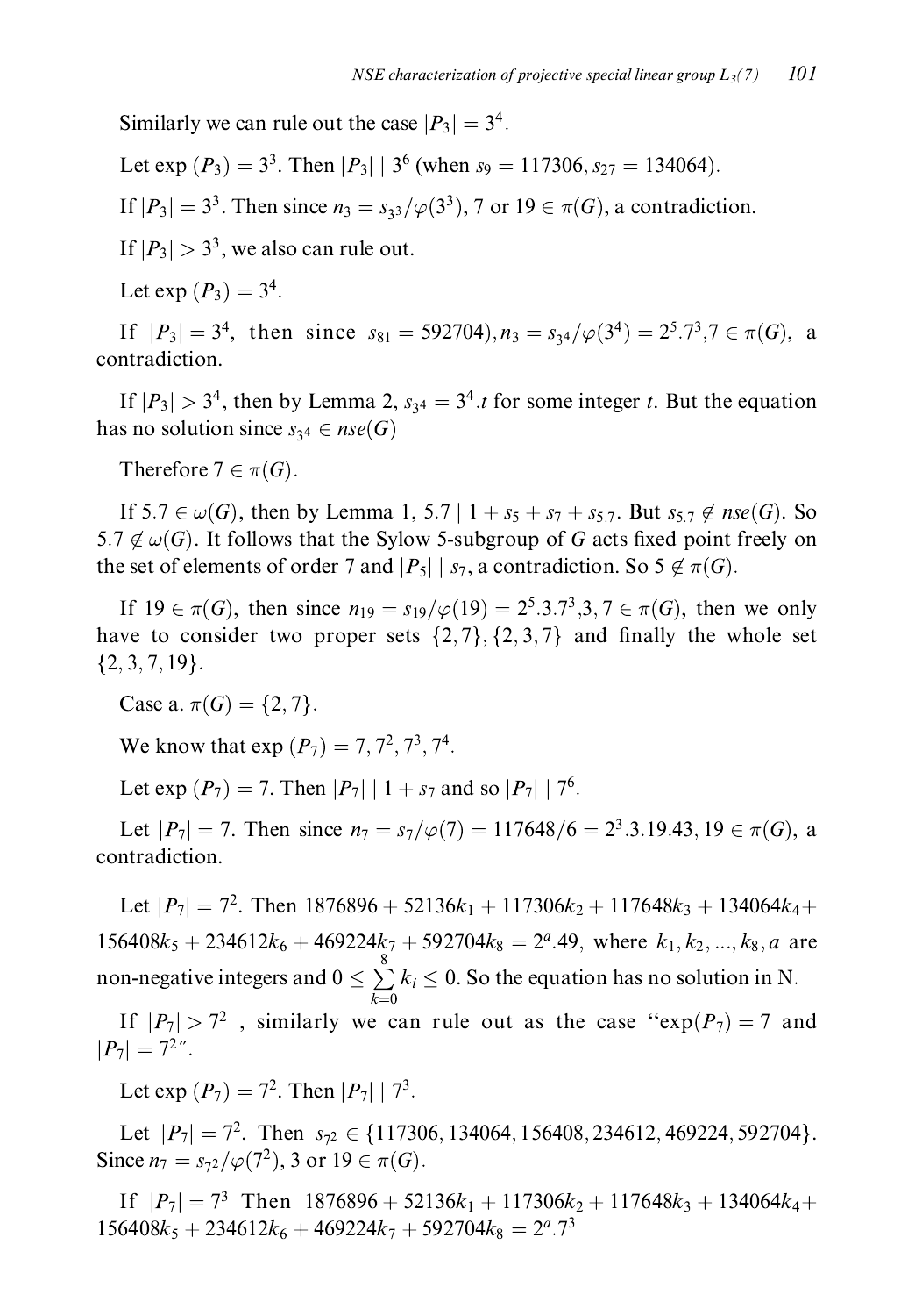Similarly we can rule out the case $|P_3| = 3^4$.

Let exp $(P_3) = 3^3$. Then $|P_3| \mid 3^6$ (when $s_9 = 117306, s_{27} = 134064$).

If $|P_3| = 3^3$. Then since $n_3 = s_{3^3}/\varphi(3^3)$, 7 or $19 \in \pi(G)$, a contradiction.

If $|P_3| > 3^3$, we also can rule out.

Let exp $(P_3) = 3^4$.

If $|P_3| = 3^4$, then since $s_{81} = 592704$), $n_3 = s_{3^4}/\varphi(3^4) = 2^5.7^3, 7 \in \pi(G)$, a contradiction.

If $|P_3| > 3^4$, then by Lemma 2, $s_{3^4} = 3^4.t$ for some integer $t$. But the equation has no solution since $s_{3^4} \in nse(G)$

Therefore $7 \in \pi(G)$.

If $5.7 \in \omega(G)$, then by Lemma 1, $5.7 \mid 1 + s_5 + s_7 + s_{5.7}$. But $s_{5.7} \notin nse(G)$. So $5.7 \notin \omega(G)$. It follows that the Sylow 5-subgroup of $G$ acts fixed point freely on the set of elements of order 7 and $|P_5| \mid s_7$, a contradiction. So $5 \notin \pi(G)$.

If $19 \in \pi(G)$, then since $n_{19} = s_{19}/\varphi(19) = 2^5.3.7^3, 3, 7 \in \pi(G)$, then we only have to consider two proper sets $\{2, 7\}, \{2, 3, 7\}$ and finally the whole set $\{2, 3, 7, 19\}$.

Case a. $\pi(G) = \{2, 7\}$.

We know that exp $(P_7) = 7, 7^2, 7^3, 7^4$.

Let exp $(P_7) = 7$. Then $|P_7| \mid 1 + s_7$ and so $|P_7| \mid 7^6$.

Let $|P_7| = 7$. Then since $n_7 = s_7/\varphi(7) = 117648/6 = 2^3.3.19.43, 19 \in \pi(G)$, a contradiction.

Let $|P_7| = 7^2$. Then $1876896 + 52136k_1 + 117306k_2 + 117648k_3 + 134064k_4 + 156408k_5 + 234612k_6 + 469224k_7 + 592704k_8 = 2^a.49$, where $k_1, k_2, ..., k_8, a$ are non-negative integers and $0 \le \sum_{k=0}^{8} k_i \le 0$. So the equation has no solution in N.

If $|P_7| > 7^2$, similarly we can rule out as the case "exp$(P_7) = 7$ and $|P_7| = 7^2$".

Let exp $(P_7) = 7^2$. Then $|P_7| \mid 7^3$.

Let $|P_7| = 7^2$. Then $s_{7^2} \in \{117306, 134064, 156408, 234612, 469224, 592704\}$. Since $n_7 = s_{7^2}/\varphi(7^2)$, 3 or $19 \in \pi(G)$.

If $|P_7| = 7^3$ Then $1876896 + 52136k_1 + 117306k_2 + 117648k_3 + 134064k_4 + 156408k_5 + 234612k_6 + 469224k_7 + 592704k_8 = 2^a.7^3$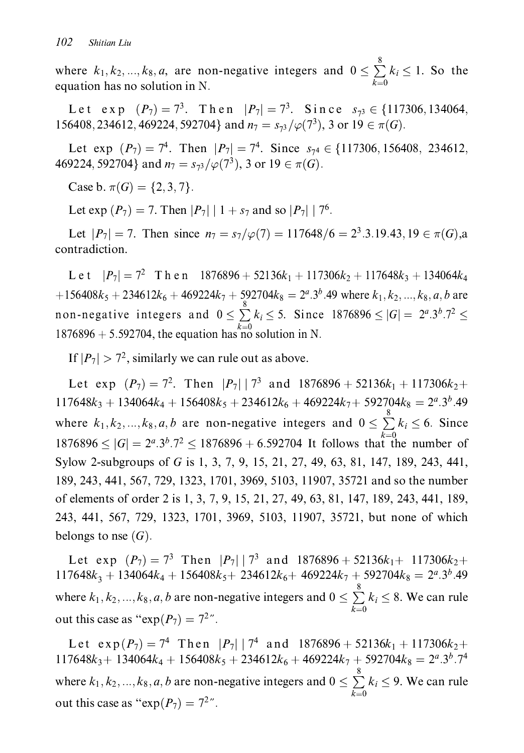where $k_1, k_2, ..., k_8, a$, are non-negative integers and $0 \le \sum_{k=0}^{8} k_i \le 1$. So the equation has no solution in N.

Let exp $(P_7) = 7^3$. Then $|P_7| = 7^3$. Since $s_{7^3} \in \{117306, 134064, 156408, 234612, 469224, 592704\}$ and $n_7 = s_{7^3}/\varphi(7^3)$, 3 or $19 \in \pi(G)$.

Let exp $(P_7) = 7^4$. Then $|P_7| = 7^4$. Since $s_{7^4} \in \{117306, 156408, 234612, 469224, 592704\}$ and $n_7 = s_{7^3}/\varphi(7^3)$, 3 or $19 \in \pi(G)$.

Case b. $\pi(G) = \{2, 3, 7\}$.

Let exp $(P_7) = 7$. Then $|P_7| \mid 1 + s_7$ and so $|P_7| \mid 7^6$.

Let $|P_7| = 7$. Then since $n_7 = s_7/\varphi(7) = 117648/6 = 2^3.3.19.43, 19 \in \pi(G)$,a contradiction.

Let $|P_7| = 7^2$ Then $1876896 + 52136k_1 + 117306k_2 + 117648k_3 + 134064k_4 + 156408k_5 + 234612k_6 + 469224k_7 + 592704k_8 = 2^a.3^b.49$ where $k_1, k_2, ..., k_8, a, b$ are non-negative integers and $0 \le \sum_{k=0}^{8} k_i \le 5$. Since $1876896 \le |G| = 2^a.3^b.7^2 \le 1876896 + 5.592704$, the equation has no solution in N.

If $|P_7| > 7^2$, similarly we can rule out as above.

Let exp $(P_7) = 7^2$. Then $|P_7| \mid 7^3$ and $1876896 + 52136k_1 + 117306k_2 + 117648k_3 + 134064k_4 + 156408k_5 + 234612k_6 + 469224k_7 + 592704k_8 = 2^a.3^b.49$ where $k_1, k_2, ..., k_8, a, b$ are non-negative integers and $0 \le \sum_{k=0}^{8} k_i \le 6$. Since $1876896 \le |G| = 2^a.3^b.7^2 \le 1876896 + 6.592704$ It follows that the number of Sylow 2-subgroups of $G$ is 1, 3, 7, 9, 15, 21, 27, 49, 63, 81, 147, 189, 243, 441, 189, 243, 441, 567, 729, 1323, 1701, 3969, 5103, 11907, 35721 and so the number of elements of order 2 is 1, 3, 7, 9, 15, 21, 27, 49, 63, 81, 147, 189, 243, 441, 189, 243, 441, 567, 729, 1323, 1701, 3969, 5103, 11907, 35721, but none of which belongs to nse $(G)$.

Let exp $(P_7) = 7^3$ Then $|P_7| \mid 7^3$ and $1876896 + 52136k_1 + 117306k_2 + 117648k_3 + 134064k_4 + 156408k_5 + 234612k_6 + 469224k_7 + 592704k_8 = 2^a.3^b.49$ where $k_1, k_2, ..., k_8, a, b$ are non-negative integers and $0 \le \sum_{k=0}^{8} k_i \le 8$. We can rule out this case as "$\exp(P_7) = 7^2$".

Let $\exp(P_7) = 7^4$ Then $|P_7| \mid 7^4$ and $1876896 + 52136k_1 + 117306k_2 + 117648k_3 + 134064k_4 + 156408k_5 + 234612k_6 + 469224k_7 + 592704k_8 = 2^a.3^b.7^4$ where $k_1, k_2, ..., k_8, a, b$ are non-negative integers and $0 \le \sum_{k=0}^{8} k_i \le 9$. We can rule out this case as "$\exp(P_7) = 7^2$".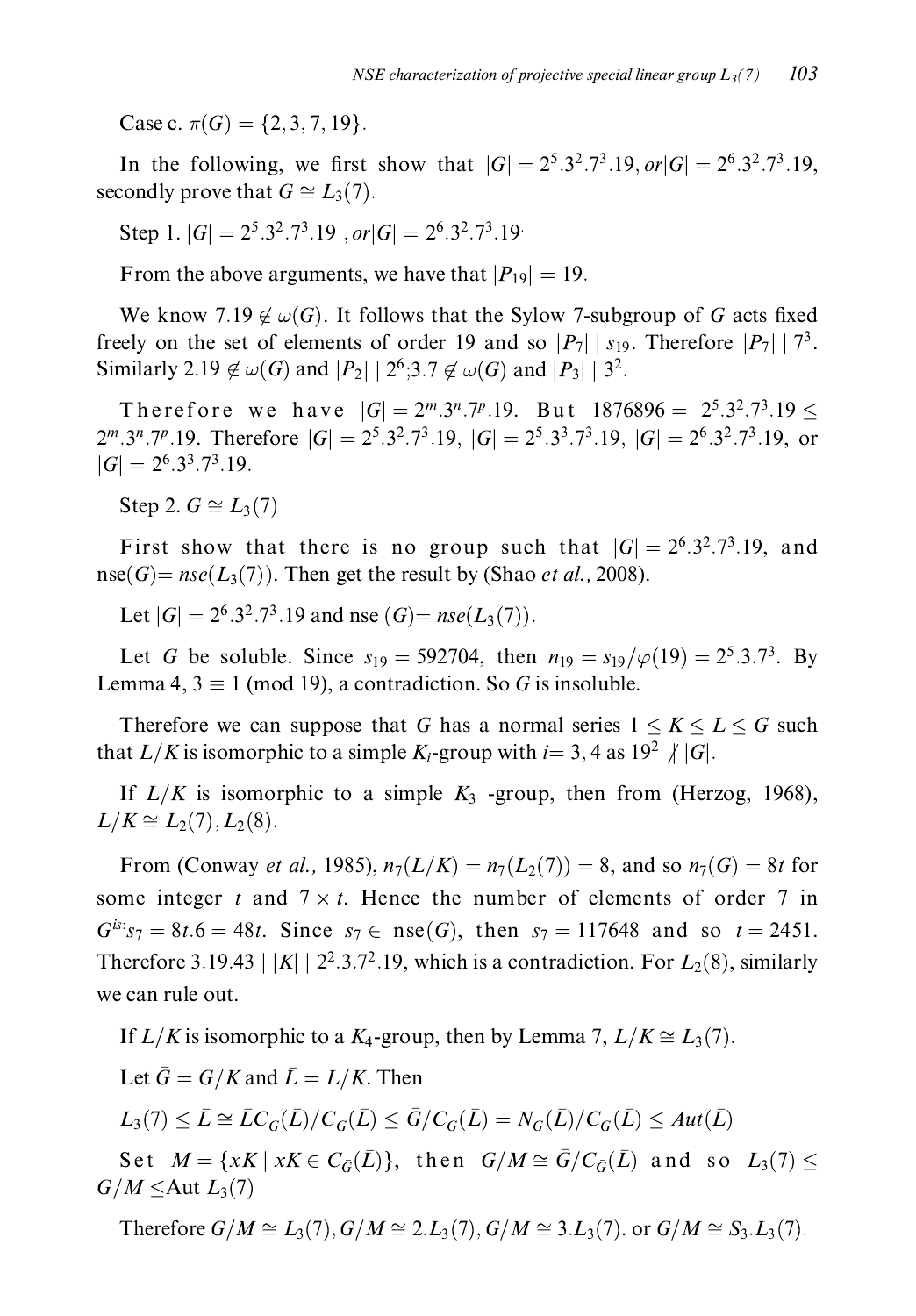Case c. $\pi(G) = \{2, 3, 7, 19\}$.

In the following, we first show that $|G| = 2^5.3^2.7^3.19, or |G| = 2^6.3^2.7^3.19$, secondly prove that $G \cong L_3(7)$.

Step 1. $|G| = 2^5.3^2.7^3.19$ , $or |G| = 2^6.3^2.7^3.19$.

From the above arguments, we have that $|P_{19}| = 19$.

We know $7.19 \notin \omega(G)$. It follows that the Sylow 7-subgroup of $G$ acts fixed freely on the set of elements of order 19 and so $|P_7| \mid s_{19}$. Therefore $|P_7| \mid 7^3$. Similarly $2.19 \notin \omega(G)$ and $|P_2| \mid 2^6$;$3.7 \notin \omega(G)$ and $|P_3| \mid 3^2$.

Therefore we have $|G| = 2^m.3^n.7^p.19$. But $1876896 = 2^5.3^2.7^3.19 \leq 2^m.3^n.7^p.19$. Therefore $|G| = 2^5.3^2.7^3.19$, $|G| = 2^5.3^3.7^3.19$, $|G| = 2^6.3^2.7^3.19$, or $|G| = 2^6.3^3.7^3.19$.

Step 2. $G \cong L_3(7)$

First show that there is no group such that $|G| = 2^6.3^2.7^3.19$, and nse$(G)$= $nse(L_3(7))$. Then get the result by (Shao *et al.,* 2008).

Let $|G| = 2^6.3^2.7^3.19$ and nse $(G)$= $nse(L_3(7))$.

Let $G$ be soluble. Since $s_{19} = 592704$, then $n_{19} = s_{19}/\varphi(19) = 2^5.3.7^3$. By Lemma 4, $3 \equiv 1 \pmod{19}$, a contradiction. So $G$ is insoluble.

Therefore we can suppose that $G$ has a normal series $1 \leq K \leq L \leq G$ such that $L/K$ is isomorphic to a simple $K_i$-group with $i$= 3, 4 as $19^2 \nmid |G|$.

If $L/K$ is isomorphic to a simple $K_3$ -group, then from (Herzog, 1968), $L/K \cong L_2(7), L_2(8)$.

From (Conway *et al.,* 1985), $n_7(L/K) = n_7(L_2(7)) = 8$, and so $n_7(G) = 8t$ for some integer $t$ and $7 \times t$. Hence the number of elements of order 7 in $G^{is:} s_7 = 8t.6 = 48t$. Since $s_7 \in$ nse$(G)$, then $s_7 = 117648$ and so $t = 2451$. Therefore $3.19.43 \mid |K| \mid 2^2.3.7^2.19$, which is a contradiction. For $L_2(8)$, similarly we can rule out.

If $L/K$ is isomorphic to a $K_4$-group, then by Lemma 7, $L/K \cong L_3(7)$.

Let $\bar{G} = G/K$ and $\bar{L} = L/K$. Then

$L_3(7) \leq \bar{L} \cong \bar{L}C_{\bar{G}}(\bar{L})/C_{\bar{G}}(\bar{L}) \leq \bar{G}/C_{\bar{G}}(\bar{L}) = N_{\bar{G}}(\bar{L})/C_{\bar{G}}(\bar{L}) \leq Aut(\bar{L})$

Set $M = \{xK \mid xK \in C_{\bar{G}}(\bar{L})\}$, then $G/M \cong \bar{G}/C_{\bar{G}}(\bar{L})$ and so $L_3(7) \leq G/M \leq$Aut $L_3(7)$

Therefore $G/M \cong L_3(7), G/M \cong 2.L_3(7), G/M \cong 3.L_3(7)$. or $G/M \cong S_3.L_3(7)$.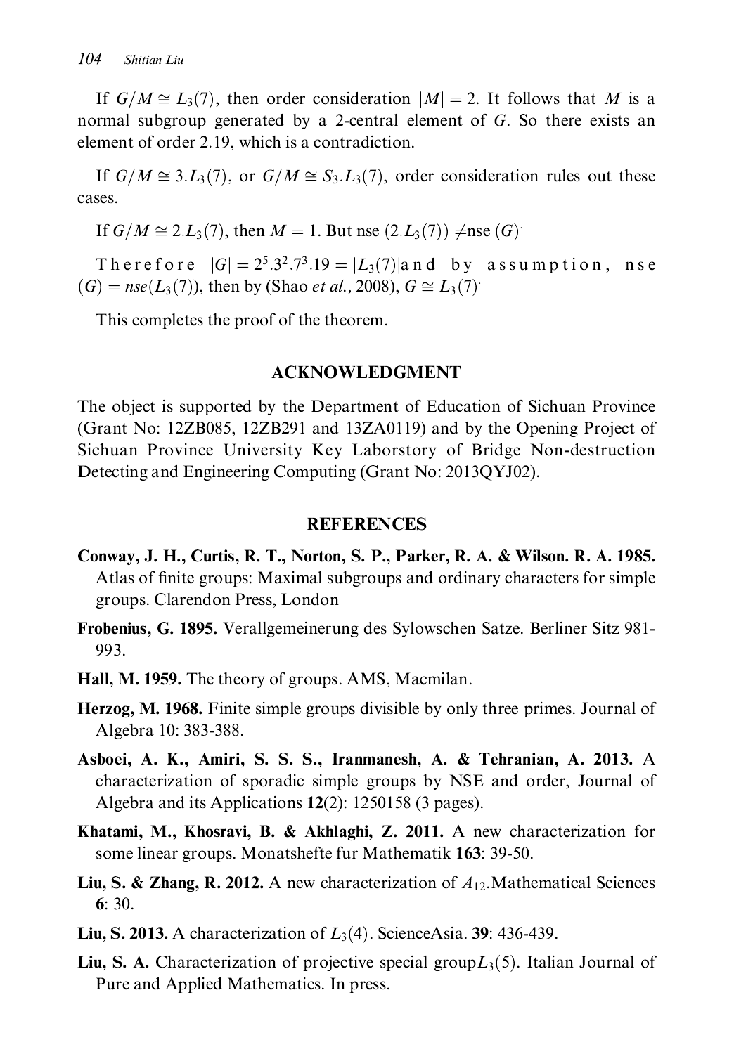If $G/M \cong L_3(7)$, then order consideration $|M| = 2$. It follows that $M$ is a normal subgroup generated by a 2-central element of $G$. So there exists an element of order 2.19, which is a contradiction.

If $G/M \cong 3.L_3(7)$, or $G/M \cong S_3.L_3(7)$, order consideration rules out these cases.

If $G/M \cong 2.L_3(7)$, then $M = 1$. But nse $(2.L_3(7)) \neq$nse $(G)$.

Therefore $|G| = 2^5.3^2.7^3.19 = |L_3(7)|$and by assumption, nse $(G) = nse(L_3(7))$, then by (Shao *et al.*, 2008), $G \cong L_3(7)$.

This completes the proof of the theorem.

## ACKNOWLEDGMENT

The object is supported by the Department of Education of Sichuan Province (Grant No: 12ZB085, 12ZB291 and 13ZA0119) and by the Opening Project of Sichuan Province University Key Laborstory of Bridge Non-destruction Detecting and Engineering Computing (Grant No: 2013QYJ02).

## REFERENCES

**Conway, J. H., Curtis, R. T., Norton, S. P., Parker, R. A. & Wilson. R. A. 1985.** Atlas of finite groups: Maximal subgroups and ordinary characters for simple groups. Clarendon Press, London

**Frobenius, G. 1895.** Verallgemeinerung des Sylowschen Satze. Berliner Sitz 981-993.

**Hall, M. 1959.** The theory of groups. AMS, Macmilan.

**Herzog, M. 1968.** Finite simple groups divisible by only three primes. Journal of Algebra 10: 383-388.

**Asboei, A. K., Amiri, S. S. S., Iranmanesh, A. & Tehranian, A. 2013.** A characterization of sporadic simple groups by NSE and order, Journal of Algebra and its Applications **12**(2): 1250158 (3 pages).

**Khatami, M., Khosravi, B. & Akhlaghi, Z. 2011.** A new characterization for some linear groups. Monatshefte fur Mathematik **163**: 39-50.

**Liu, S. & Zhang, R. 2012.** A new characterization of $A_{12}$.Mathematical Sciences **6**: 30.

**Liu, S. 2013.** A characterization of $L_3(4)$. ScienceAsia. **39**: 436-439.

**Liu, S. A.** Characterization of projective special group$L_3(5)$. Italian Journal of Pure and Applied Mathematics. In press.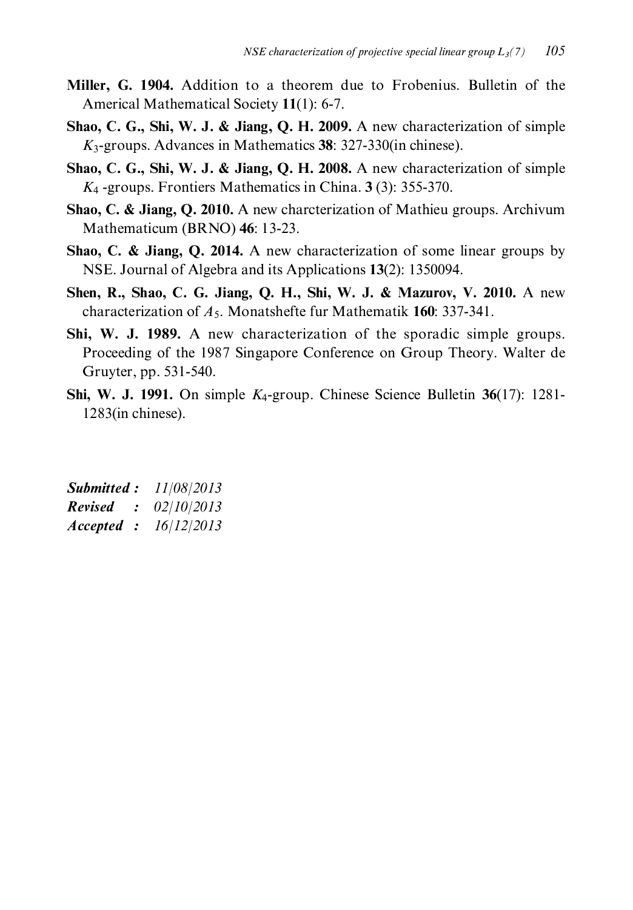**Miller, G. 1904.** Addition to a theorem due to Frobenius. Bulletin of the Americal Mathematical Society **11**(1): 6-7.

**Shao, C. G., Shi, W. J. & Jiang, Q. H. 2009.** A new characterization of simple $K_3$-groups. Advances in Mathematics **38**: 327-330(in chinese).

**Shao, C. G., Shi, W. J. & Jiang, Q. H. 2008.** A new characterization of simple $K_4$ -groups. Frontiers Mathematics in China. **3** (3): 355-370.

**Shao, C. & Jiang, Q. 2010.** A new charcterization of Mathieu groups. Archivum Mathematicum (BRNO) **46**: 13-23.

**Shao, C. & Jiang, Q. 2014.** A new characterization of some linear groups by NSE. Journal of Algebra and its Applications **13**(2): 1350094.

**Shen, R., Shao, C. G. Jiang, Q. H., Shi, W. J. & Mazurov, V. 2010.** A new characterization of $A_5$. Monatshefte fur Mathematik **160**: 337-341.

**Shi, W. J. 1989.** A new characterization of the sporadic simple groups. Proceeding of the 1987 Singapore Conference on Group Theory. Walter de Gruyter, pp. 531-540.

**Shi, W. J. 1991.** On simple $K_4$-group. Chinese Science Bulletin **36**(17): 1281-1283(in chinese).

***Submitted :*** *11/08/2013*
***Revised :*** *02/10/2013*
***Accepted :*** *16/12/2013*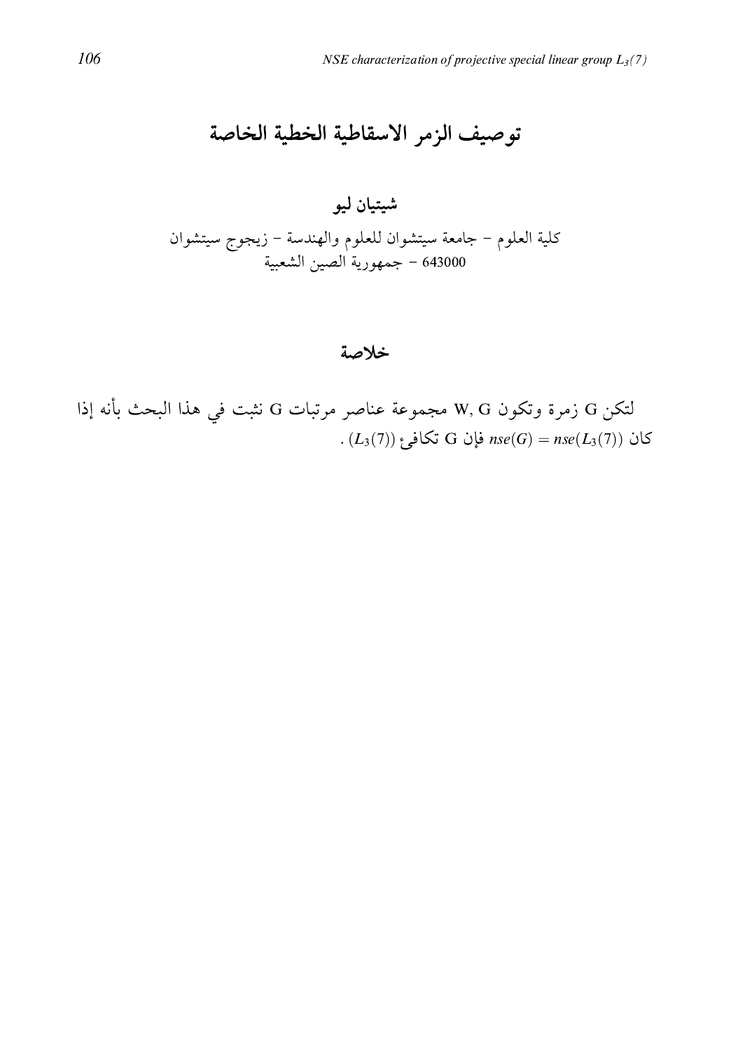# توصيف الزمر الاسقاطية الخطية الخاصة

## شيتيان ليو

كلية العلوم – جامعة سيتشوان للعلوم والهندسة – زيجوج سيتشوان
643000 – جمهورية الصين الشعبية

## خلاصة

لتكن G زمرة وتكون W, G مجموعة عناصر مرتبات G نثبت في هذا البحث بأنه إذا كان $nse(G) = nse(L_3(7))$ فإن G تكافيء $(L_3(7))$ .